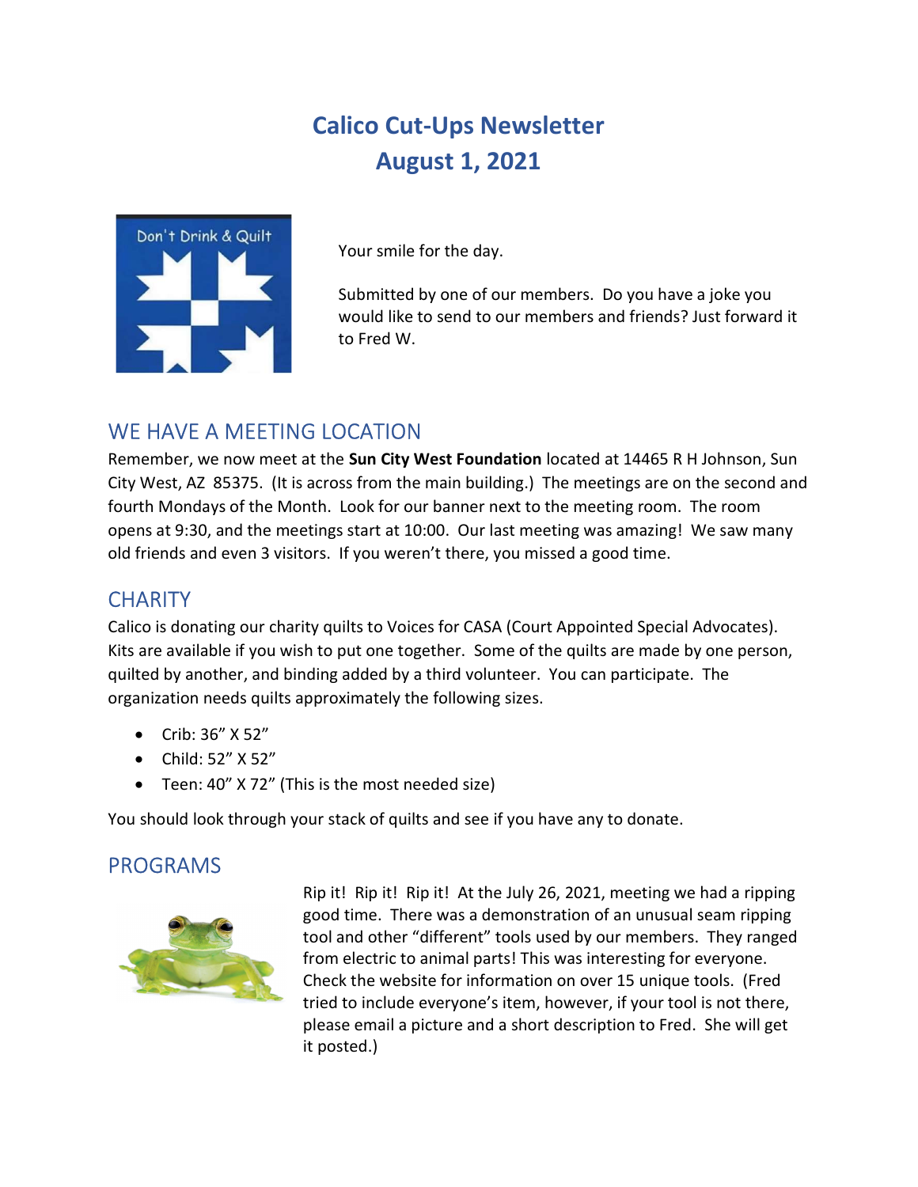# Calico Cut-Ups Newsletter
# August 1, 2021

Your smile for the day.

Submitted by one of our members. Do you have a joke you would like to send to our members and friends? Just forward it to Fred W.

## WE HAVE A MEETING LOCATION

Remember, we now meet at the **Sun City West Foundation** located at 14465 R H Johnson, Sun City West, AZ 85375. (It is across from the main building.) The meetings are on the second and fourth Mondays of the Month. Look for our banner next to the meeting room. The room opens at 9:30, and the meetings start at 10:00. Our last meeting was amazing! We saw many old friends and even 3 visitors. If you weren't there, you missed a good time.

## CHARITY

Calico is donating our charity quilts to Voices for CASA (Court Appointed Special Advocates). Kits are available if you wish to put one together. Some of the quilts are made by one person, quilted by another, and binding added by a third volunteer. You can participate. The organization needs quilts approximately the following sizes.

- Crib: 36" X 52"
- Child: 52" X 52"
- Teen: 40" X 72" (This is the most needed size)

You should look through your stack of quilts and see if you have any to donate.

## PROGRAMS

Rip it! Rip it! Rip it! At the July 26, 2021, meeting we had a ripping good time. There was a demonstration of an unusual seam ripping tool and other "different" tools used by our members. They ranged from electric to animal parts! This was interesting for everyone. Check the website for information on over 15 unique tools. (Fred tried to include everyone's item, however, if your tool is not there, please email a picture and a short description to Fred. She will get it posted.)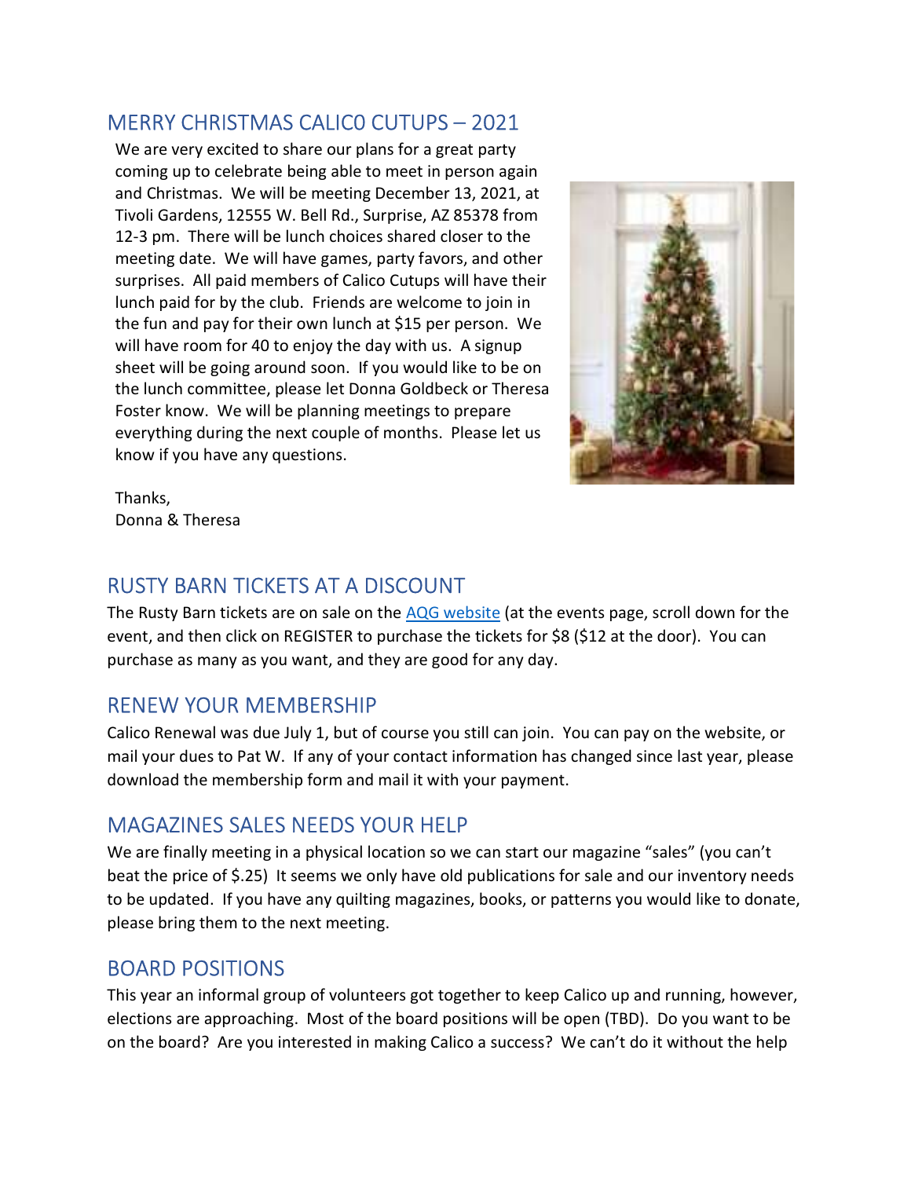## MERRY CHRISTMAS CALIC0 CUTUPS – 2021

We are very excited to share our plans for a great party coming up to celebrate being able to meet in person again and Christmas. We will be meeting December 13, 2021, at Tivoli Gardens, 12555 W. Bell Rd., Surprise, AZ 85378 from 12-3 pm. There will be lunch choices shared closer to the meeting date. We will have games, party favors, and other surprises. All paid members of Calico Cutups will have their lunch paid for by the club. Friends are welcome to join in the fun and pay for their own lunch at $15 per person. We will have room for 40 to enjoy the day with us. A signup sheet will be going around soon. If you would like to be on the lunch committee, please let Donna Goldbeck or Theresa Foster know. We will be planning meetings to prepare everything during the next couple of months. Please let us know if you have any questions.

Thanks,
Donna & Theresa

## RUSTY BARN TICKETS AT A DISCOUNT

The Rusty Barn tickets are on sale on the AQG website (at the events page, scroll down for the event, and then click on REGISTER to purchase the tickets for $8 ($12 at the door). You can purchase as many as you want, and they are good for any day.

## RENEW YOUR MEMBERSHIP

Calico Renewal was due July 1, but of course you still can join. You can pay on the website, or mail your dues to Pat W. If any of your contact information has changed since last year, please download the membership form and mail it with your payment.

## MAGAZINES SALES NEEDS YOUR HELP

We are finally meeting in a physical location so we can start our magazine "sales" (you can't beat the price of $.25) It seems we only have old publications for sale and our inventory needs to be updated. If you have any quilting magazines, books, or patterns you would like to donate, please bring them to the next meeting.

## BOARD POSITIONS

This year an informal group of volunteers got together to keep Calico up and running, however, elections are approaching. Most of the board positions will be open (TBD). Do you want to be on the board? Are you interested in making Calico a success? We can't do it without the help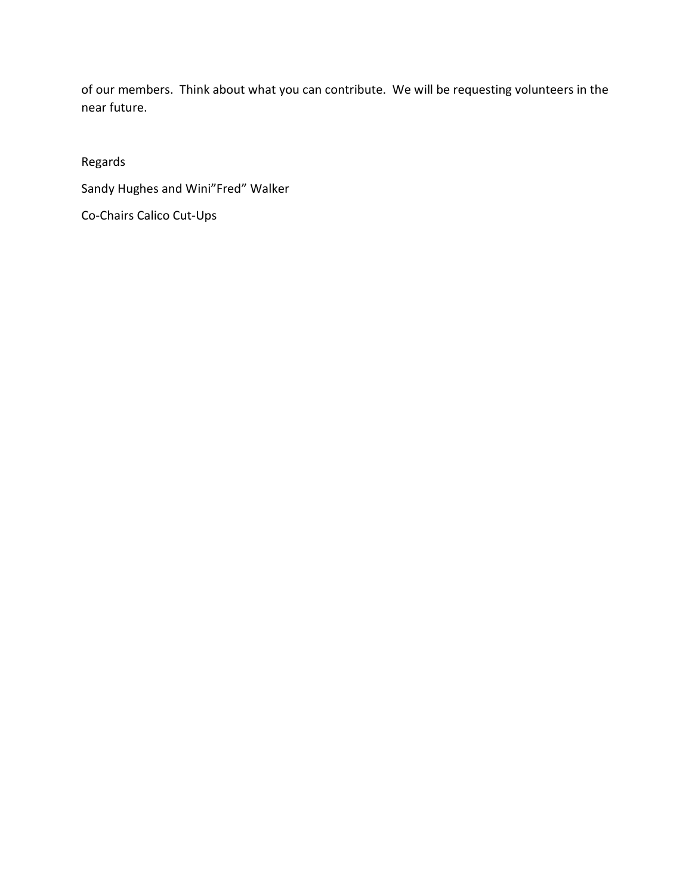of our members.  Think about what you can contribute.  We will be requesting volunteers in the near future.

Regards

Sandy Hughes and Wini"Fred" Walker

Co-Chairs Calico Cut-Ups